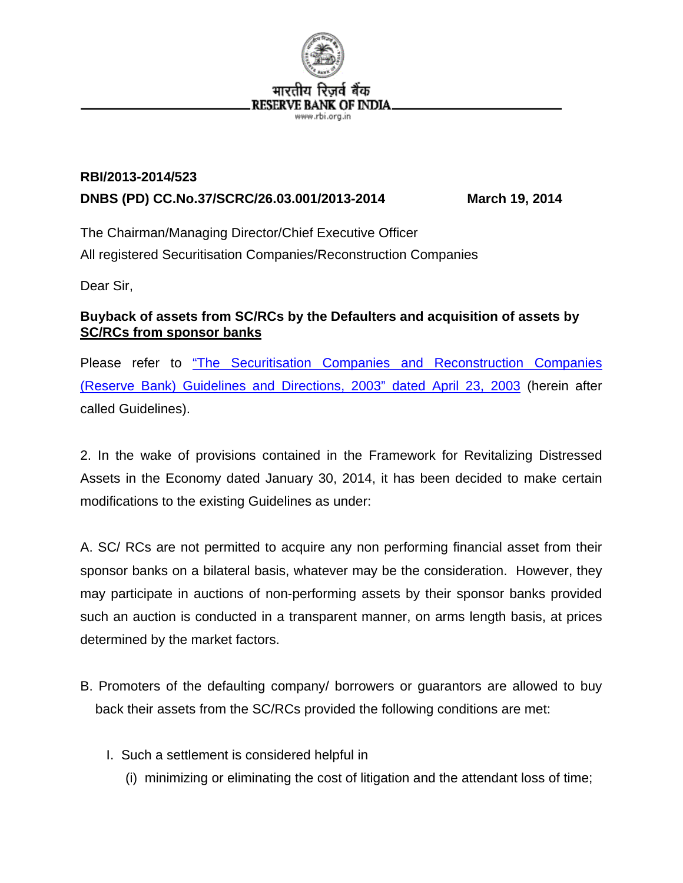भारतीय रिज़र्व बैंक
RESERVE BANK OF INDIA
www.rbi.org.in

**RBI/2013-2014/523**
**DNBS (PD) CC.No.37/SCRC/26.03.001/2013-2014** **March 19, 2014**

The Chairman/Managing Director/Chief Executive Officer
All registered Securitisation Companies/Reconstruction Companies

Dear Sir,

**Buyback of assets from SC/RCs by the Defaulters and acquisition of assets by SC/RCs from sponsor banks**

Please refer to "The Securitisation Companies and Reconstruction Companies (Reserve Bank) Guidelines and Directions, 2003" dated April 23, 2003 (herein after called Guidelines).

2. In the wake of provisions contained in the Framework for Revitalizing Distressed Assets in the Economy dated January 30, 2014, it has been decided to make certain modifications to the existing Guidelines as under:

A. SC/ RCs are not permitted to acquire any non performing financial asset from their sponsor banks on a bilateral basis, whatever may be the consideration. However, they may participate in auctions of non-performing assets by their sponsor banks provided such an auction is conducted in a transparent manner, on arms length basis, at prices determined by the market factors.

B. Promoters of the defaulting company/ borrowers or guarantors are allowed to buy back their assets from the SC/RCs provided the following conditions are met:

I. Such a settlement is considered helpful in
   (i) minimizing or eliminating the cost of litigation and the attendant loss of time;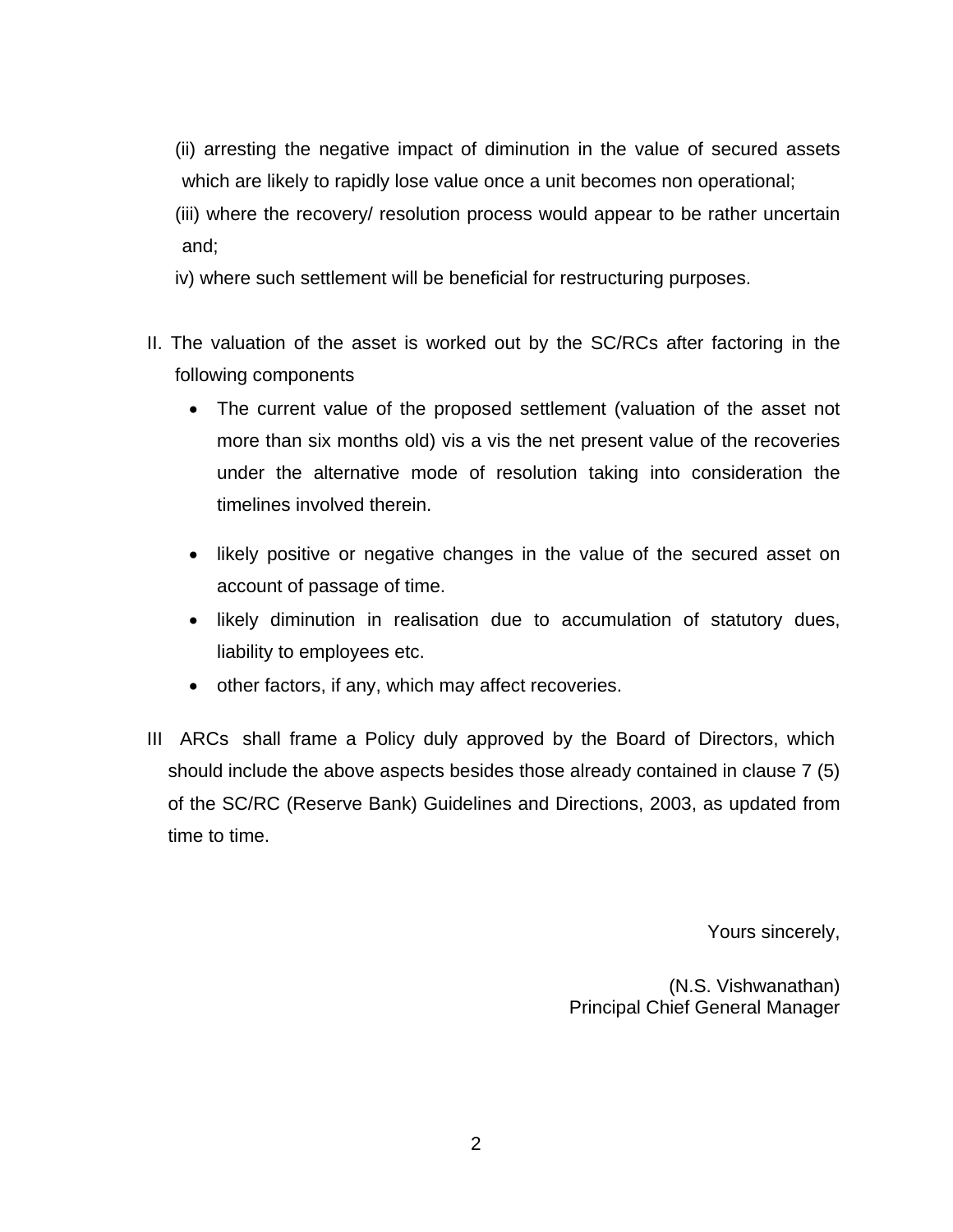(ii) arresting the negative impact of diminution in the value of secured assets which are likely to rapidly lose value once a unit becomes non operational;

(iii) where the recovery/ resolution process would appear to be rather uncertain and;

iv) where such settlement will be beneficial for restructuring purposes.

II. The valuation of the asset is worked out by the SC/RCs after factoring in the following components

- The current value of the proposed settlement (valuation of the asset not more than six months old) vis a vis the net present value of the recoveries under the alternative mode of resolution taking into consideration the timelines involved therein.
- likely positive or negative changes in the value of the secured asset on account of passage of time.
- likely diminution in realisation due to accumulation of statutory dues, liability to employees etc.
- other factors, if any, which may affect recoveries.

III ARCs shall frame a Policy duly approved by the Board of Directors, which should include the above aspects besides those already contained in clause 7 (5) of the SC/RC (Reserve Bank) Guidelines and Directions, 2003, as updated from time to time.

Yours sincerely,

(N.S. Vishwanathan)
Principal Chief General Manager